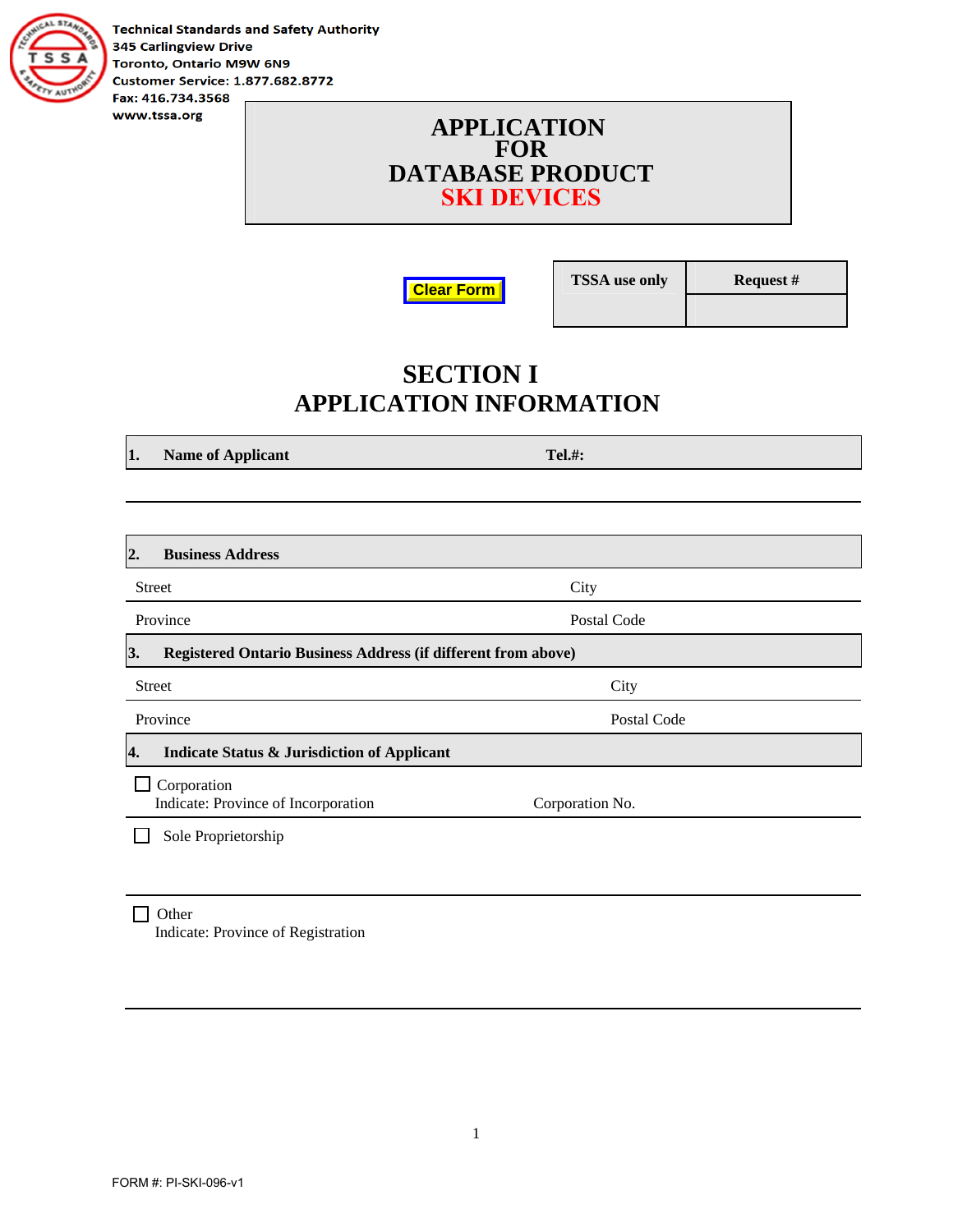Technical Standards and Safety Authority
345 Carlingview Drive
Toronto, Ontario M9W 6N9
Customer Service: 1.877.682.8772
Fax: 416.734.3568
www.tssa.org

# APPLICATION FOR DATABASE PRODUCT SKI DEVICES

Clear Form

| TSSA use only | Request # |
|---|---|
| | |

## SECTION I APPLICATION INFORMATION

**1. Name of Applicant** **Tel.#:**

**2. Business Address**

Street City

Province Postal Code

**3. Registered Ontario Business Address (if different from above)**

Street City

Province Postal Code

**4. Indicate Status & Jurisdiction of Applicant**

☐ Corporation
Indicate: Province of Incorporation Corporation No.

☐ Sole Proprietorship

☐ Other
Indicate: Province of Registration

FORM #: PI-SKI-096-v1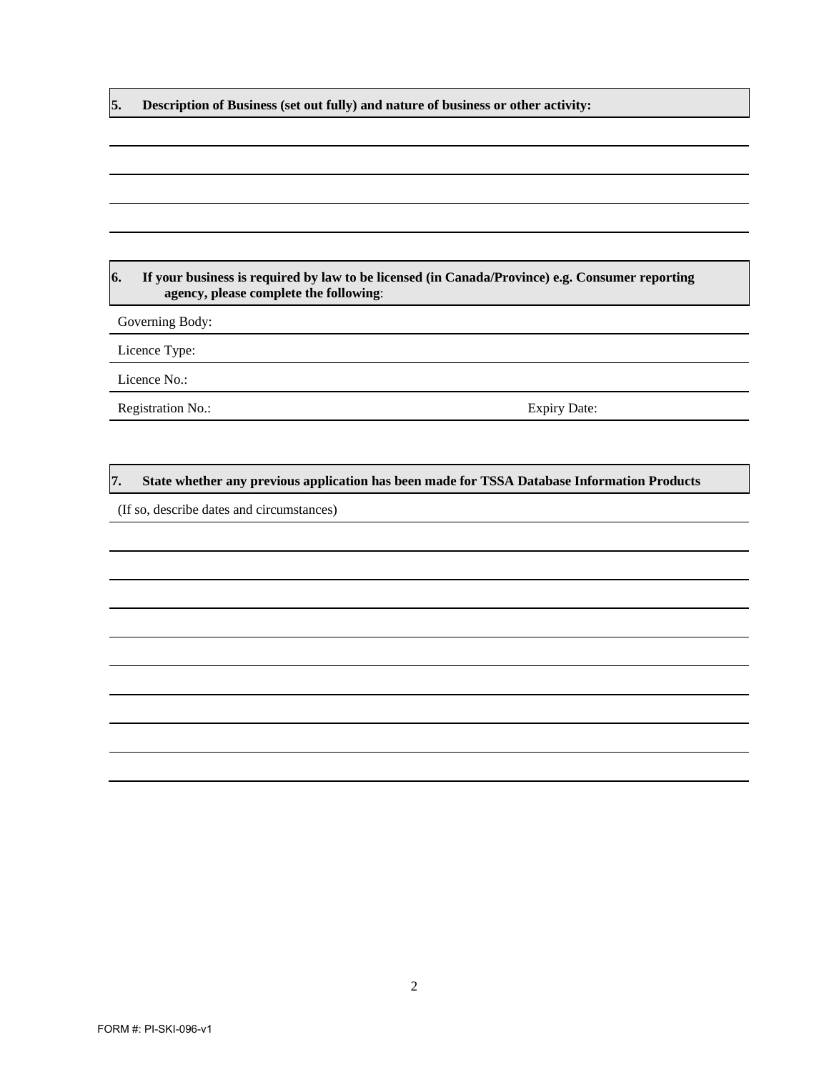**5. Description of Business (set out fully) and nature of business or other activity:**

**6. If your business is required by law to be licensed (in Canada/Province) e.g. Consumer reporting agency, please complete the following**:

Governing Body:

Licence Type:

Licence No.:

Registration No.: Expiry Date:

**7. State whether any previous application has been made for TSSA Database Information Products**

(If so, describe dates and circumstances)

FORM #: PI-SKI-096-v1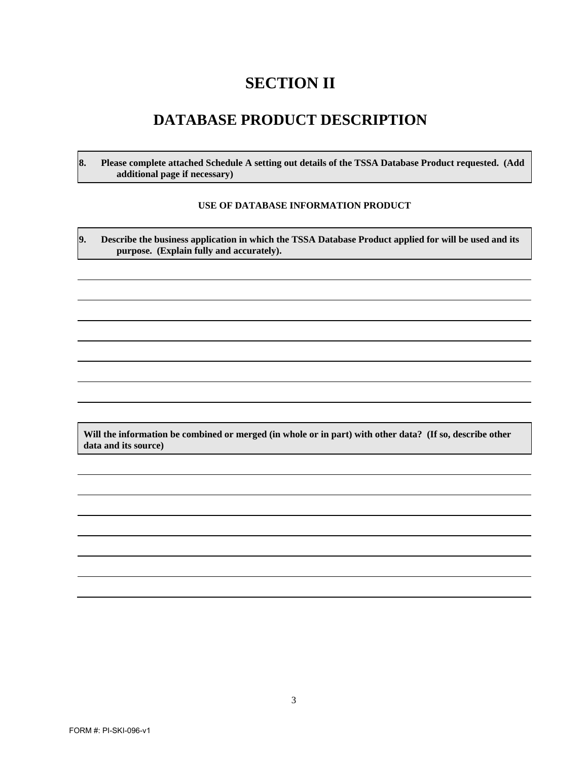# SECTION II

# DATABASE PRODUCT DESCRIPTION

**8. Please complete attached Schedule A setting out details of the TSSA Database Product requested. (Add additional page if necessary)**

**USE OF DATABASE INFORMATION PRODUCT**

**9. Describe the business application in which the TSSA Database Product applied for will be used and its purpose. (Explain fully and accurately).**

**Will the information be combined or merged (in whole or in part) with other data? (If so, describe other data and its source)**

FORM #: PI-SKI-096-v1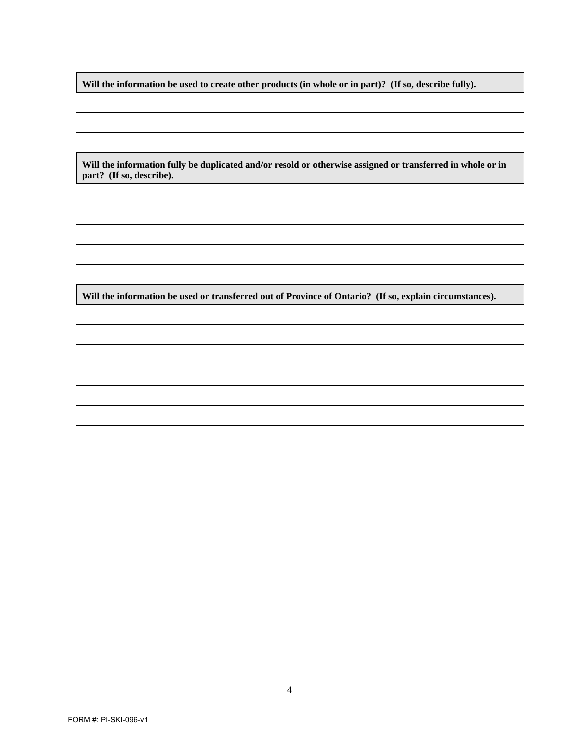**Will the information be used to create other products (in whole or in part)? (If so, describe fully).**

**Will the information fully be duplicated and/or resold or otherwise assigned or transferred in whole or in part? (If so, describe).**

**Will the information be used or transferred out of Province of Ontario? (If so, explain circumstances).**

FORM #: PI-SKI-096-v1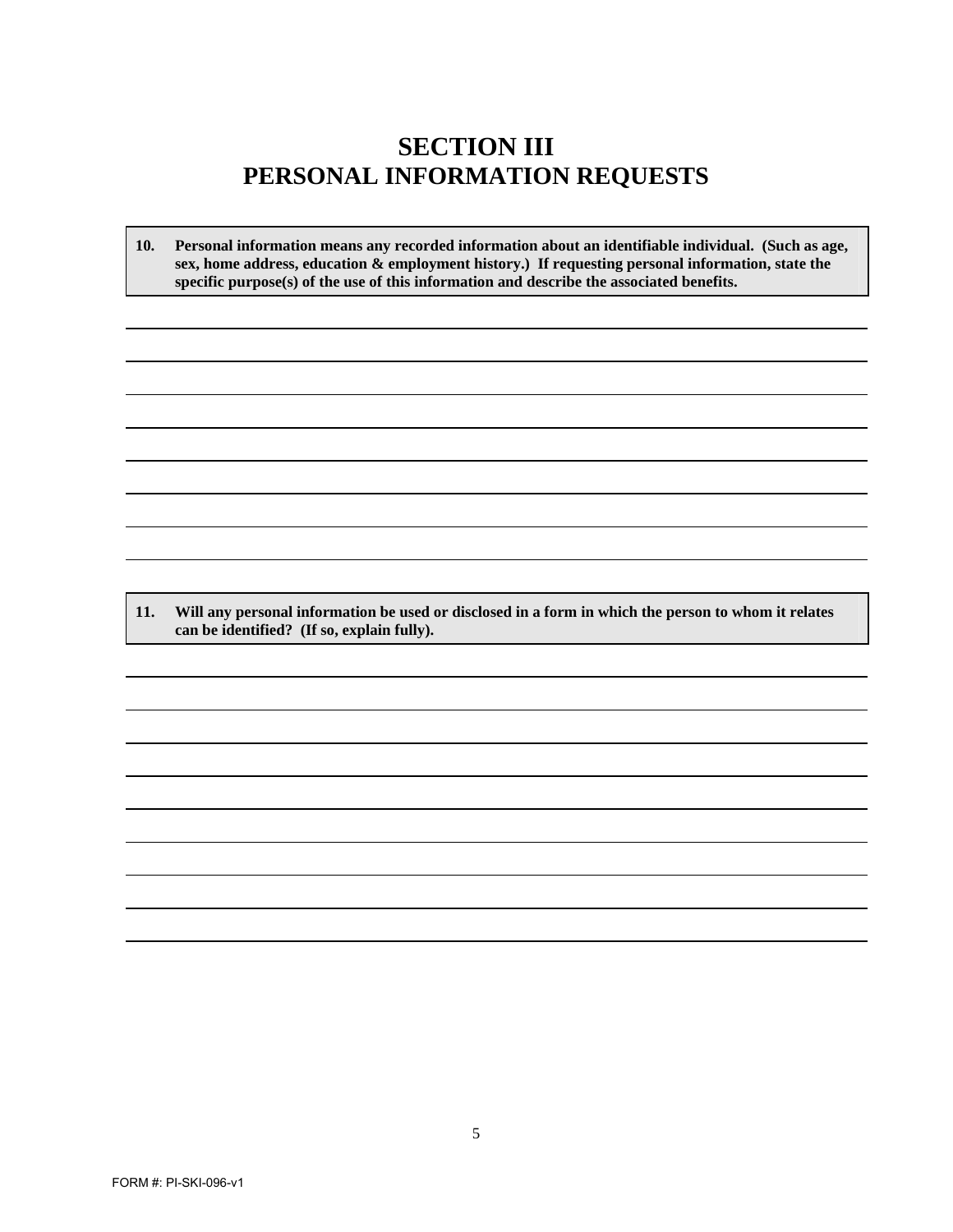# SECTION III
# PERSONAL INFORMATION REQUESTS

**10. Personal information means any recorded information about an identifiable individual. (Such as age, sex, home address, education & employment history.) If requesting personal information, state the specific purpose(s) of the use of this information and describe the associated benefits.**

**11. Will any personal information be used or disclosed in a form in which the person to whom it relates can be identified? (If so, explain fully).**

FORM #: PI-SKI-096-v1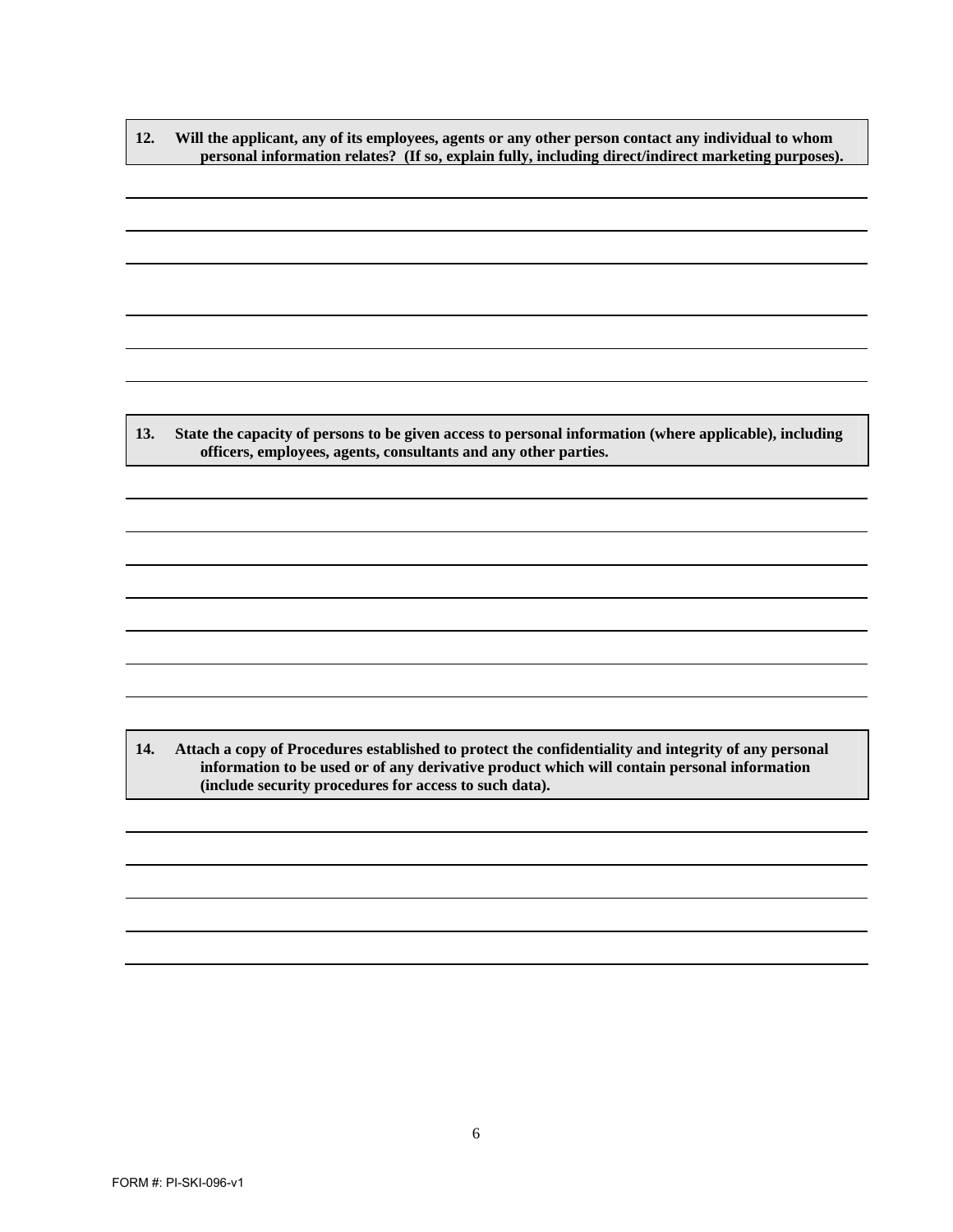**12. Will the applicant, any of its employees, agents or any other person contact any individual to whom personal information relates? (If so, explain fully, including direct/indirect marketing purposes).**

**13. State the capacity of persons to be given access to personal information (where applicable), including officers, employees, agents, consultants and any other parties.**

**14. Attach a copy of Procedures established to protect the confidentiality and integrity of any personal information to be used or of any derivative product which will contain personal information (include security procedures for access to such data).**

FORM #: PI-SKI-096-v1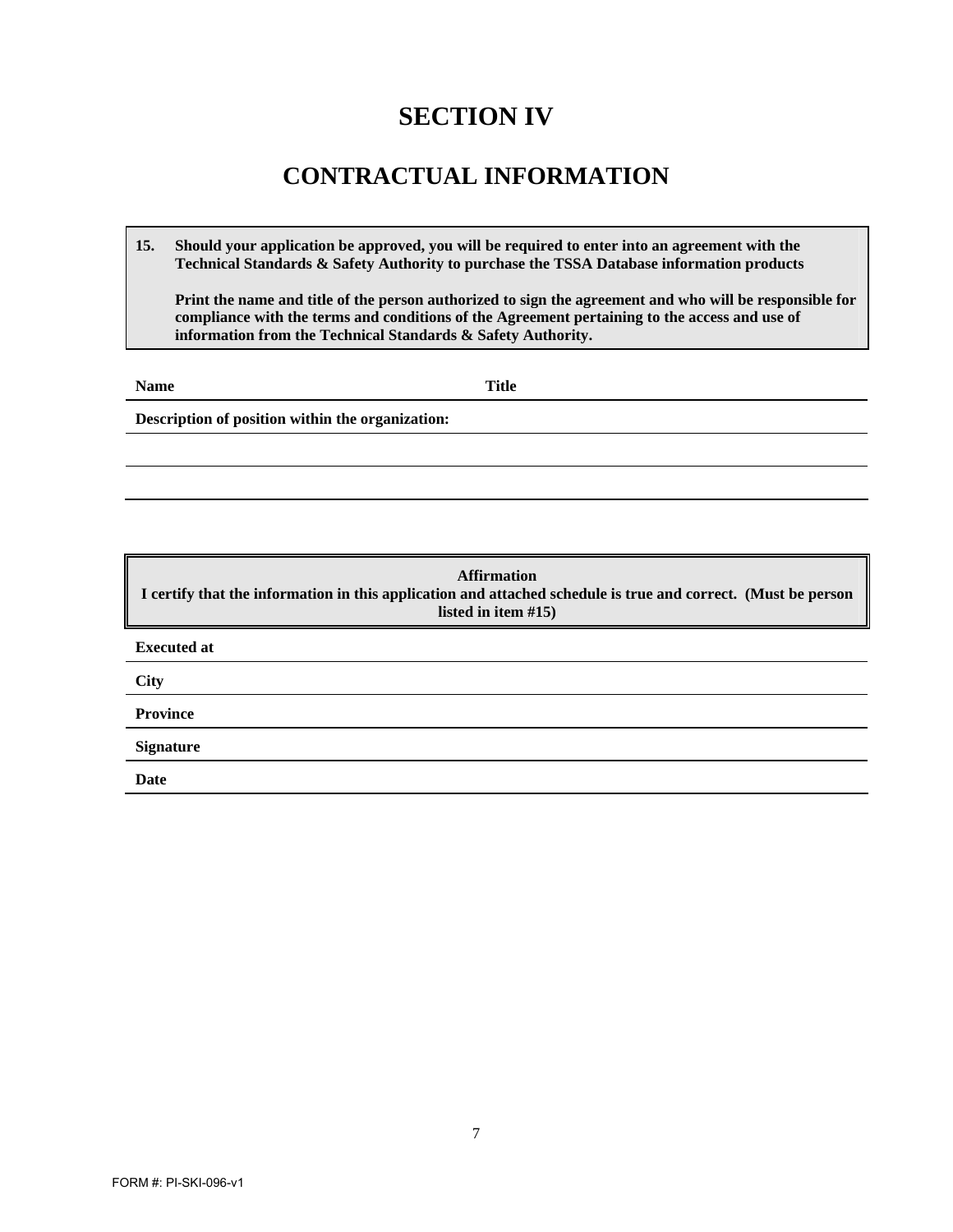# SECTION IV

# CONTRACTUAL INFORMATION

**15. Should your application be approved, you will be required to enter into an agreement with the Technical Standards & Safety Authority to purchase the TSSA Database information products**

**Print the name and title of the person authorized to sign the agreement and who will be responsible for compliance with the terms and conditions of the Agreement pertaining to the access and use of information from the Technical Standards & Safety Authority.**

**Name** **Title**

**Description of position within the organization:**

**Affirmation**
**I certify that the information in this application and attached schedule is true and correct. (Must be person listed in item #15)**

**Executed at**

**City**

**Province**

**Signature**

**Date**

FORM #: PI-SKI-096-v1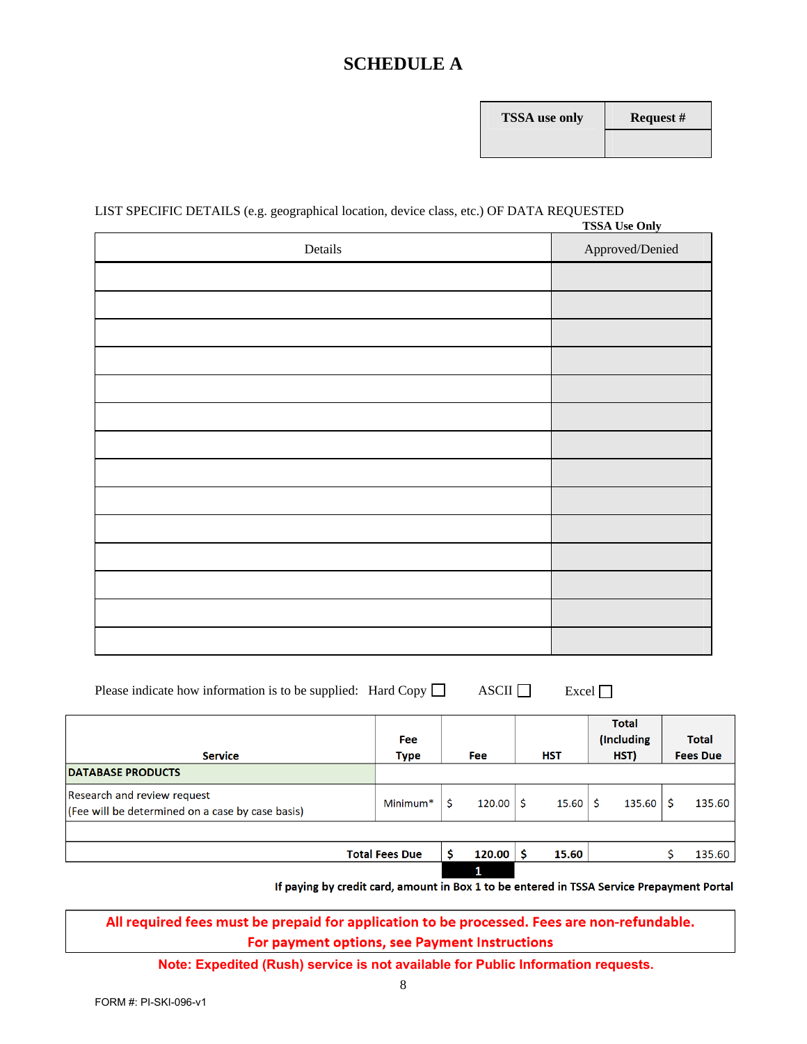# SCHEDULE A

| TSSA use only | Request # |
|---|---|
| | |

LIST SPECIFIC DETAILS (e.g. geographical location, device class, etc.) OF DATA REQUESTED

**TSSA Use Only**

| Details | Approved/Denied |
|---|---|
| | |
| | |
| | |
| | |
| | |
| | |
| | |
| | |
| | |
| | |
| | |
| | |
| | |
| | |

Please indicate how information is to be supplied: Hard Copy ☐ ASCII ☐ Excel ☐

| Service | Fee Type | Fee | HST | Total (Including HST) | Total Fees Due |
|---|---|---|---|---|---|
| **DATABASE PRODUCTS** | | | | | |
| Research and review request (Fee will be determined on a case by case basis) | Minimum* | $ 120.00 | $ 15.60 | $ 135.60 | $ 135.60 |
| | | | | | |
| **Total Fees Due** | | **$ 120.00** | **$ 15.60** | | $ 135.60 |
| | | **1** | | | |

**If paying by credit card, amount in Box 1 to be entered in TSSA Service Prepayment Portal**

**All required fees must be prepaid for application to be processed. Fees are non-refundable.**
**For payment options, see Payment Instructions**

**Note: Expedited (Rush) service is not available for Public Information requests.**

FORM #: PI-SKI-096-v1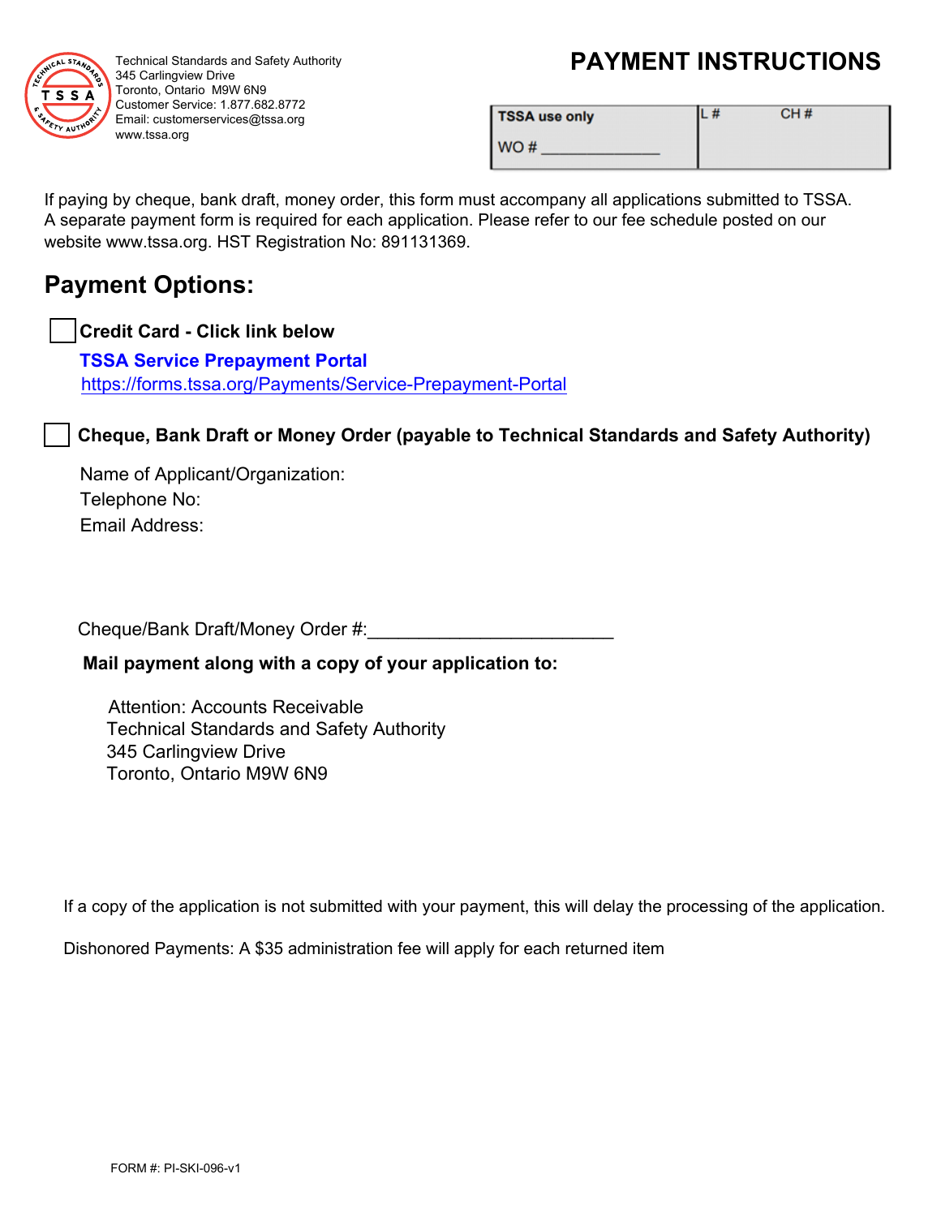Technical Standards and Safety Authority
345 Carlingview Drive
Toronto, Ontario M9W 6N9
Customer Service: 1.877.682.8772
Email: customerservices@tssa.org
www.tssa.org

# PAYMENT INSTRUCTIONS

| TSSA use only | L # | CH # |
|---|---|---|
| WO # ______________ | | |

If paying by cheque, bank draft, money order, this form must accompany all applications submitted to TSSA. A separate payment form is required for each application. Please refer to our fee schedule posted on our website www.tssa.org. HST Registration No: 891131369.

## Payment Options:

☐ **Credit Card - Click link below**

**TSSA Service Prepayment Portal**
https://forms.tssa.org/Payments/Service-Prepayment-Portal

☐ **Cheque, Bank Draft or Money Order (payable to Technical Standards and Safety Authority)**

Name of Applicant/Organization:
Telephone No:
Email Address:

Cheque/Bank Draft/Money Order #:________________________

**Mail payment along with a copy of your application to:**

Attention: Accounts Receivable
Technical Standards and Safety Authority
345 Carlingview Drive
Toronto, Ontario M9W 6N9

If a copy of the application is not submitted with your payment, this will delay the processing of the application.

Dishonored Payments: A $35 administration fee will apply for each returned item

FORM #: PI-SKI-096-v1